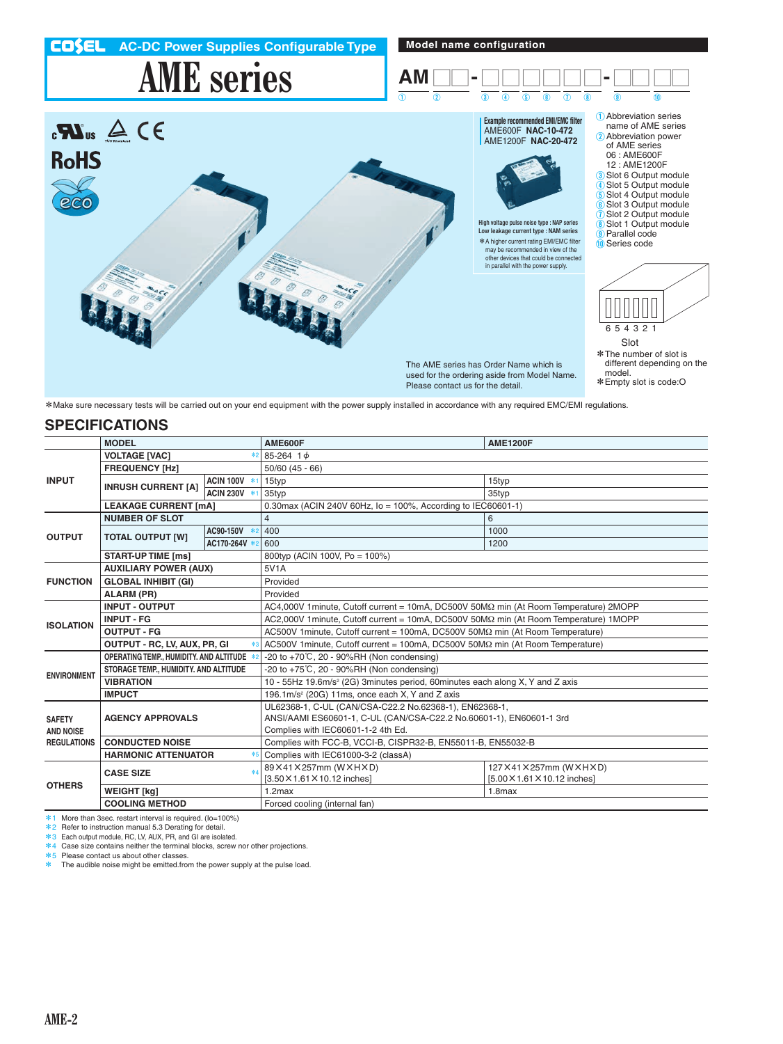# COSEL AC-DC Power Supplies Configurable Type

# AME series

## Model name configuration

AM □□ - □□□□□□ - □□□

① ② ③ ④ ⑤ ⑥ ⑦ ⑧ ⑨ ⑩

① Abbreviation series name of AME series
② Abbreviation power of AME series
  06 : AME600F
  12 : AME1200F
③ Slot 6 Output module
④ Slot 5 Output module
⑤ Slot 4 Output module
⑥ Slot 3 Output module
⑦ Slot 2 Output module
⑧ Slot 1 Output module
⑨ Parallel code
⑩ Series code

6 5 4 3 2 1
Slot

*The number of slot is different depending on the model.
*Empty slot is code:O

RoHS

**Example recommended EMI/EMC filter**
AME600F **NAC-10-472**
AME1200F **NAC-20-472**

High voltage pulse noise type : NAP series
Low leakage current type : NAM series
*A higher current rating EMI/EMC filter may be recommended in view of the other devices that could be connected in parallel with the power supply.

The AME series has Order Name which is used for the ordering aside from Model Name. Please contact us for the detail.

*Make sure necessary tests will be carried out on your end equipment with the power supply installed in accordance with any required EMC/EMI regulations.

## SPECIFICATIONS

| | MODEL | | | AME600F | AME1200F |
|---|---|---|---|---|---|
| INPUT | VOLTAGE [VAC] | | *2 | 85-264 1φ | |
| | FREQUENCY [Hz] | | | 50/60 (45 - 66) | |
| | INRUSH CURRENT [A] | ACIN 100V | *1 | 15typ | 15typ |
| | | ACIN 230V | *1 | 35typ | 35typ |
| | LEAKAGE CURRENT [mA] | | | 0.30max (ACIN 240V 60Hz, Io = 100%, According to IEC60601-1) | |
| OUTPUT | NUMBER OF SLOT | | | 4 | 6 |
| | TOTAL OUTPUT [W] | AC90-150V | *2 | 400 | 1000 |
| | | AC170-264V | *2 | 600 | 1200 |
| | START-UP TIME [ms] | | | 800typ (ACIN 100V, Po = 100%) | |
| FUNCTION | AUXILIARY POWER (AUX) | | | 5V1A | |
| | GLOBAL INHIBIT (GI) | | | Provided | |
| | ALARM (PR) | | | Provided | |
| ISOLATION | INPUT - OUTPUT | | | AC4,000V 1minute, Cutoff current = 10mA, DC500V 50MΩ min (At Room Temperature) 2MOPP | |
| | INPUT - FG | | | AC2,000V 1minute, Cutoff current = 10mA, DC500V 50MΩ min (At Room Temperature) 1MOPP | |
| | OUTPUT - FG | | | AC500V 1minute, Cutoff current = 100mA, DC500V 50MΩ min (At Room Temperature) | |
| | OUTPUT - RC, LV, AUX, PR, GI | | *3 | AC500V 1minute, Cutoff current = 100mA, DC500V 50MΩ min (At Room Temperature) | |
| ENVIRONMENT | OPERATING TEMP., HUMIDITY. AND ALTITUDE | | *2 | -20 to +70℃, 20 - 90%RH (Non condensing) | |
| | STORAGE TEMP., HUMIDITY. AND ALTITUDE | | | -20 to +75℃, 20 - 90%RH (Non condensing) | |
| | VIBRATION | | | 10 - 55Hz 19.6m/s² (2G) 3minutes period, 60minutes each along X, Y and Z axis | |
| | IMPUCT | | | 196.1m/s² (20G) 11ms, once each X, Y and Z axis | |
| SAFETY AND NOISE REGULATIONS | AGENCY APPROVALS | | | UL62368-1, C-UL (CAN/CSA-C22.2 No.62368-1), EN62368-1, ANSI/AAMI ES60601-1, C-UL (CAN/CSA-C22.2 No.60601-1), EN60601-1 3rd Complies with IEC60601-1-2 4th Ed. | |
| | CONDUCTED NOISE | | | Complies with FCC-B, VCCI-B, CISPR32-B, EN55011-B, EN55032-B | |
| | HARMONIC ATTENUATOR | | *5 | Complies with IEC61000-3-2 (classA) | |
| OTHERS | CASE SIZE | | *4 | 89×41×257mm (W×H×D) [3.50×1.61×10.12 inches] | 127×41×257mm (W×H×D) [5.00×1.61×10.12 inches] |
| | WEIGHT [kg] | | | 1.2max | 1.8max |
| | COOLING METHOD | | | Forced cooling (internal fan) | |

*1 More than 3sec. restart interval is required. (Io=100%)
*2 Refer to instruction manual 5.3 Derating for detail.
*3 Each output module, RC, LV, AUX, PR, and GI are isolated.
*4 Case size contains neither the terminal blocks, screw nor other projections.
*5 Please contact us about other classes.
* The audible noise might be emitted.from the power supply at the pulse load.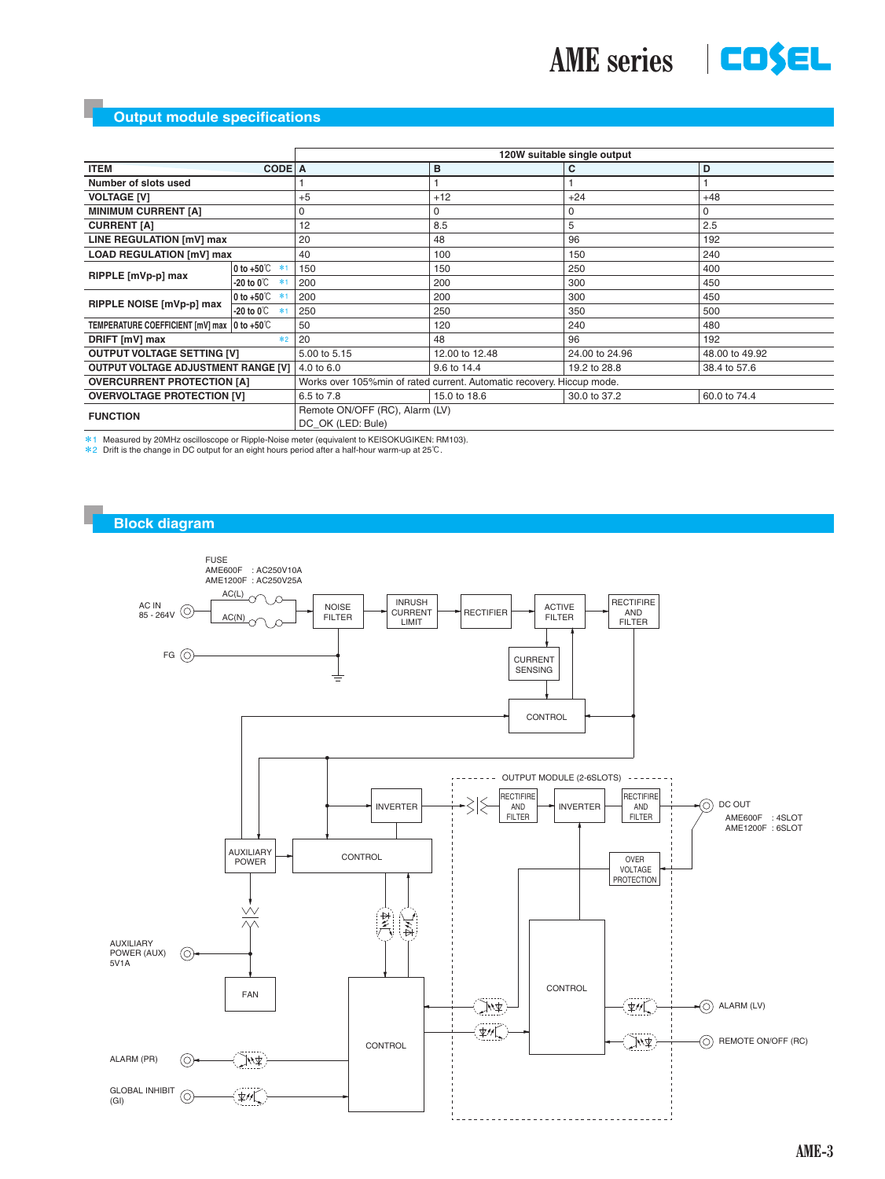## Output module specifications

| ITEM | | CODE | 120W suitable single output A | B | C | D |
|---|---|---|---|---|---|---|
| Number of slots used | | | 1 | 1 | 1 | 1 |
| VOLTAGE [V] | | | +5 | +12 | +24 | +48 |
| MINIMUM CURRENT [A] | | | 0 | 0 | 0 | 0 |
| CURRENT [A] | | | 12 | 8.5 | 5 | 2.5 |
| LINE REGULATION [mV] max | | | 20 | 48 | 96 | 192 |
| LOAD REGULATION [mV] max | | | 40 | 100 | 150 | 240 |
| RIPPLE [mVp-p] max | 0 to +50℃ | *1 | 150 | 150 | 250 | 400 |
| | -20 to 0℃ | *1 | 200 | 200 | 300 | 450 |
| RIPPLE NOISE [mVp-p] max | 0 to +50℃ | *1 | 200 | 200 | 300 | 450 |
| | -20 to 0℃ | *1 | 250 | 250 | 350 | 500 |
| TEMPERATURE COEFFICIENT [mV] max | 0 to +50℃ | | 50 | 120 | 240 | 480 |
| DRIFT [mV] max | | *2 | 20 | 48 | 96 | 192 |
| OUTPUT VOLTAGE SETTING [V] | | | 5.00 to 5.15 | 12.00 to 12.48 | 24.00 to 24.96 | 48.00 to 49.92 |
| OUTPUT VOLTAGE ADJUSTMENT RANGE [V] | | | 4.0 to 6.0 | 9.6 to 14.4 | 19.2 to 28.8 | 38.4 to 57.6 |
| OVERCURRENT PROTECTION [A] | | | Works over 105%min of rated current. Automatic recovery. Hiccup mode. | | | |
| OVERVOLTAGE PROTECTION [V] | | | 6.5 to 7.8 | 15.0 to 18.6 | 30.0 to 37.2 | 60.0 to 74.4 |
| FUNCTION | | | Remote ON/OFF (RC), Alarm (LV)<br>DC_OK (LED: Bule) | | | |

*1 Measured by 20MHz oscilloscope or Ripple-Noise meter (equivalent to KEISOKUGIKEN: RM103).
*2 Drift is the change in DC output for an eight hours period after a half-hour warm-up at 25℃.

## Block diagram

FUSE
AME600F : AC250V10A
AME1200F : AC250V25A

AC IN 85 - 264V, AC(L), AC(N), FG, NOISE FILTER, INRUSH CURRENT LIMIT, RECTIFIER, ACTIVE FILTER, RECTIFIRE AND FILTER, CURRENT SENSING, CONTROL, INVERTER, AUXILIARY POWER, CONTROL, OUTPUT MODULE (2-6SLOTS), RECTIFIRE AND FILTER, INVERTER, RECTIFIRE AND FILTER, DC OUT (AME600F : 4SLOT, AME1200F : 6SLOT), OVER VOLTAGE PROTECTION, CONTROL, AUXILIARY POWER (AUX) 5V1A, FAN, CONTROL, ALARM (LV), REMOTE ON/OFF (RC), ALARM (PR), GLOBAL INHIBIT (GI)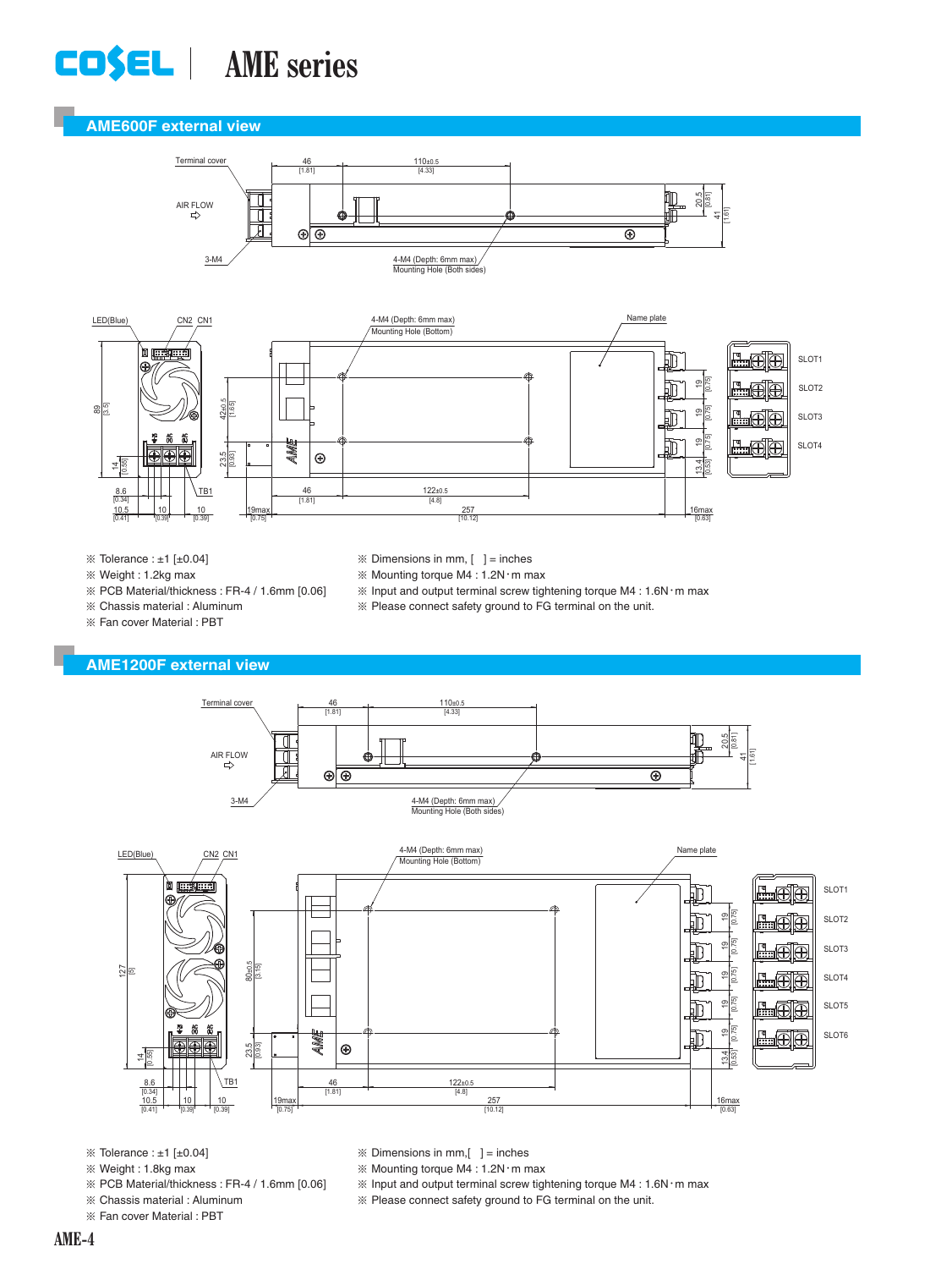## AME600F external view

Terminal cover

AIR FLOW

3-M4

4-M4 (Depth: 6mm max)
Mounting Hole (Both sides)

LED(Blue) CN2 CN1

4-M4 (Depth: 6mm max)
Mounting Hole (Bottom)

Name plate

SLOT1
SLOT2
SLOT3
SLOT4

TB1

- ※ Tolerance : ±1 [±0.04]
- ※ Weight : 1.2kg max
- ※ PCB Material/thickness : FR-4 / 1.6mm [0.06]
- ※ Chassis material : Aluminum
- ※ Fan cover Material : PBT
- ※ Dimensions in mm, [ ] = inches
- ※ Mounting torque M4 : 1.2N・m max
- ※ Input and output terminal screw tightening torque M4 : 1.6N・m max
- ※ Please connect safety ground to FG terminal on the unit.

## AME1200F external view

Terminal cover

AIR FLOW

3-M4

4-M4 (Depth: 6mm max)
Mounting Hole (Both sides)

LED(Blue) CN2 CN1

4-M4 (Depth: 6mm max)
Mounting Hole (Bottom)

Name plate

SLOT1
SLOT2
SLOT3
SLOT4
SLOT5
SLOT6

TB1

- ※ Tolerance : ±1 [±0.04]
- ※ Weight : 1.8kg max
- ※ PCB Material/thickness : FR-4 / 1.6mm [0.06]
- ※ Chassis material : Aluminum
- ※ Fan cover Material : PBT
- ※ Dimensions in mm,[ ] = inches
- ※ Mounting torque M4 : 1.2N・m max
- ※ Input and output terminal screw tightening torque M4 : 1.6N・m max
- ※ Please connect safety ground to FG terminal on the unit.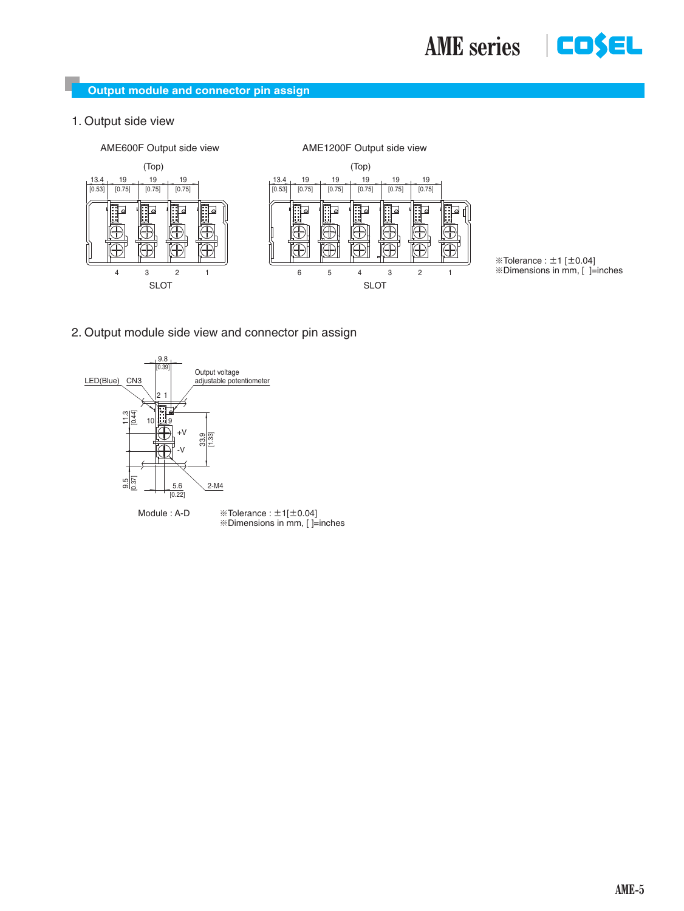## Output module and connector pin assign

### 1. Output side view

AME600F Output side view

(Top)

13.4 [0.53] 19 [0.75] 19 [0.75] 19 [0.75]

4 3 2 1

SLOT

AME1200F Output side view

(Top)

13.4 [0.53] 19 [0.75] 19 [0.75] 19 [0.75] 19 [0.75] 19 [0.75]

6 5 4 3 2 1

SLOT

※Tolerance : ±1 [±0.04]
※Dimensions in mm, [ ]=inches

### 2. Output module side view and connector pin assign

9.8 [0.39]

LED(Blue) CN3

Output voltage adjustable potentiometer

2 1

10 9

11.3 [0.44]

+V

-V

33.9 [1.33]

9.5 [0.37]

5.6 [0.22]

2-M4

Module : A-D

※Tolerance : ±1[±0.04]
※Dimensions in mm, [ ]=inches